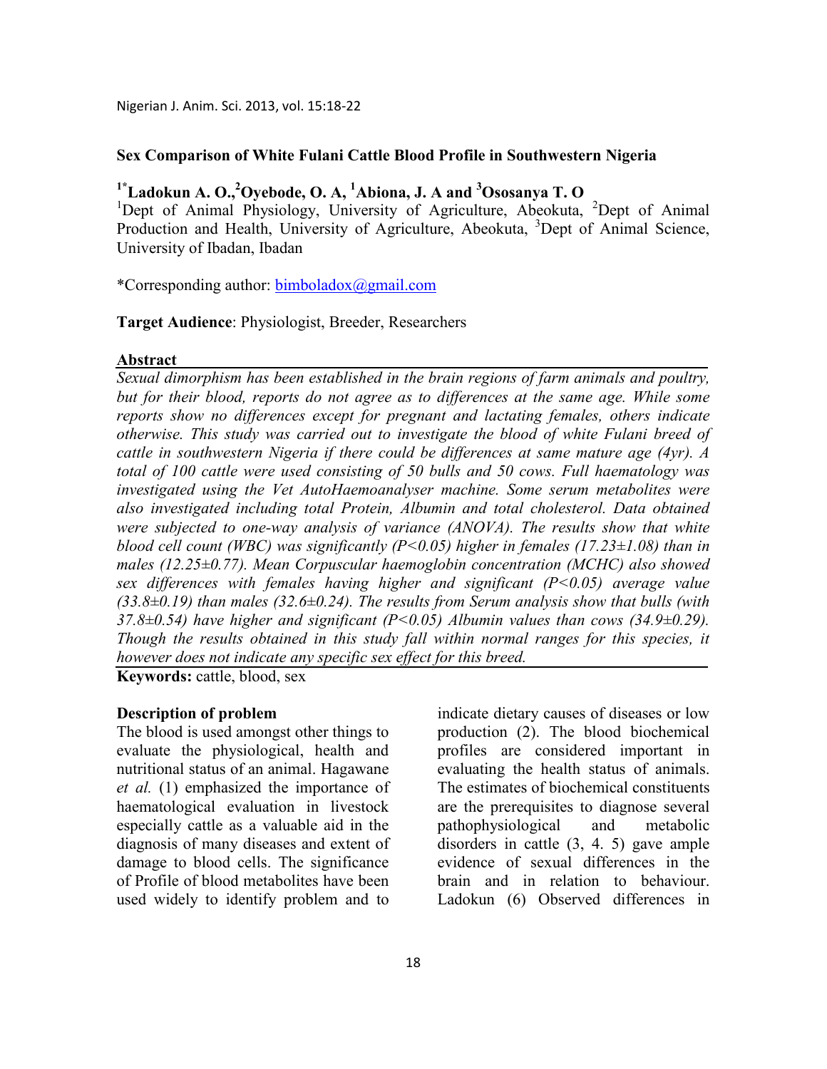# Sex Comparison of White Fulani Cattle Blood Profile in Southwestern Nigeria

**[1*]Ladokun A. O.,[2]Oyebode, O. A, [1]Abiona, J. A and [3]Ososanya T. O**

[1]Dept of Animal Physiology, University of Agriculture, Abeokuta, [2]Dept of Animal Production and Health, University of Agriculture, Abeokuta, [3]Dept of Animal Science, University of Ibadan, Ibadan

*Corresponding author: bimboladox@gmail.com

**Target Audience**: Physiologist, Breeder, Researchers

## Abstract

*Sexual dimorphism has been established in the brain regions of farm animals and poultry, but for their blood, reports do not agree as to differences at the same age. While some reports show no differences except for pregnant and lactating females, others indicate otherwise. This study was carried out to investigate the blood of white Fulani breed of cattle in southwestern Nigeria if there could be differences at same mature age (4yr). A total of 100 cattle were used consisting of 50 bulls and 50 cows. Full haematology was investigated using the Vet AutoHaemoanalyser machine. Some serum metabolites were also investigated including total Protein, Albumin and total cholesterol. Data obtained were subjected to one-way analysis of variance (ANOVA). The results show that white blood cell count (WBC) was significantly ($P<0.05$) higher in females (17.23±1.08) than in males (12.25±0.77). Mean Corpuscular haemoglobin concentration (MCHC) also showed sex differences with females having higher and significant ($P<0.05$) average value (33.8±0.19) than males (32.6±0.24). The results from Serum analysis show that bulls (with 37.8±0.54) have higher and significant ($P<0.05$) Albumin values than cows (34.9±0.29). Though the results obtained in this study fall within normal ranges for this species, it however does not indicate any specific sex effect for this breed.*

**Keywords:** cattle, blood, sex

### Description of problem

The blood is used amongst other things to evaluate the physiological, health and nutritional status of an animal. Hagawane *et al.* (1) emphasized the importance of haematological evaluation in livestock especially cattle as a valuable aid in the diagnosis of many diseases and extent of damage to blood cells. The significance of Profile of blood metabolites have been used widely to identify problem and to indicate dietary causes of diseases or low production (2). The blood biochemical profiles are considered important in evaluating the health status of animals. The estimates of biochemical constituents are the prerequisites to diagnose several pathophysiological and metabolic disorders in cattle (3, 4. 5) gave ample evidence of sexual differences in the brain and in relation to behaviour. Ladokun (6) Observed differences in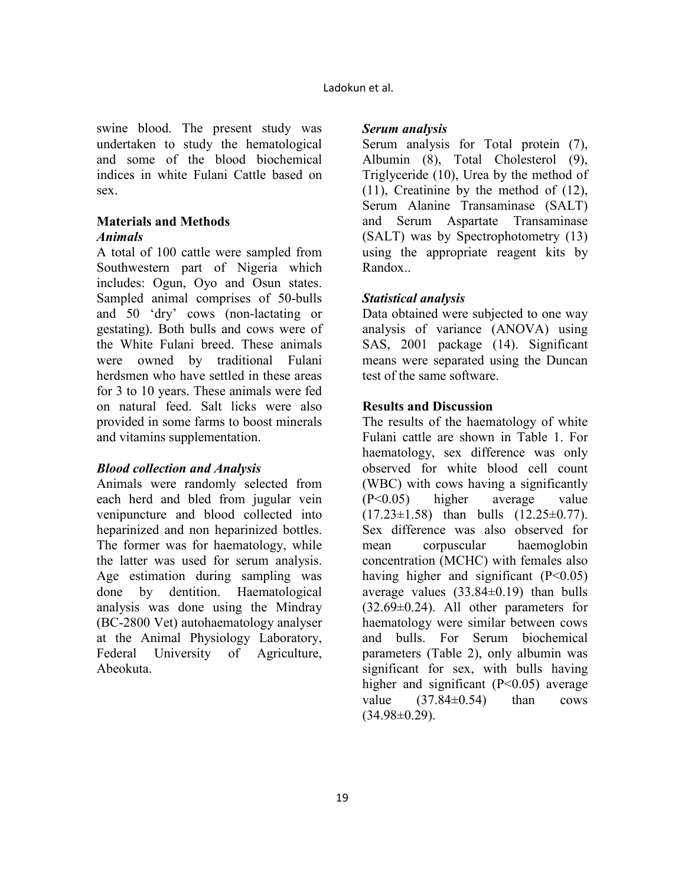swine blood. The present study was undertaken to study the hematological and some of the blood biochemical indices in white Fulani Cattle based on sex.

## Materials and Methods

### *Animals*

A total of 100 cattle were sampled from Southwestern part of Nigeria which includes: Ogun, Oyo and Osun states. Sampled animal comprises of 50-bulls and 50 'dry' cows (non-lactating or gestating). Both bulls and cows were of the White Fulani breed. These animals were owned by traditional Fulani herdsmen who have settled in these areas for 3 to 10 years. These animals were fed on natural feed. Salt licks were also provided in some farms to boost minerals and vitamins supplementation.

### *Blood collection and Analysis*

Animals were randomly selected from each herd and bled from jugular vein venipuncture and blood collected into heparinized and non heparinized bottles. The former was for haematology, while the latter was used for serum analysis. Age estimation during sampling was done by dentition. Haematological analysis was done using the Mindray (BC-2800 Vet) autohaematology analyser at the Animal Physiology Laboratory, Federal University of Agriculture, Abeokuta.

### *Serum analysis*

Serum analysis for Total protein (7), Albumin (8), Total Cholesterol (9), Triglyceride (10), Urea by the method of (11), Creatinine by the method of (12), Serum Alanine Transaminase (SALT) and Serum Aspartate Transaminase (SALT) was by Spectrophotometry (13) using the appropriate reagent kits by Randox..

### *Statistical analysis*

Data obtained were subjected to one way analysis of variance (ANOVA) using SAS, 2001 package (14). Significant means were separated using the Duncan test of the same software.

## Results and Discussion

The results of the haematology of white Fulani cattle are shown in Table 1. For haematology, sex difference was only observed for white blood cell count (WBC) with cows having a significantly ($P<0.05$) higher average value (17.23±1.58) than bulls (12.25±0.77). Sex difference was also observed for mean corpuscular haemoglobin concentration (MCHC) with females also having higher and significant ($P<0.05$) average values (33.84±0.19) than bulls (32.69±0.24). All other parameters for haematology were similar between cows and bulls. For Serum biochemical parameters (Table 2), only albumin was significant for sex, with bulls having higher and significant ($P<0.05$) average value (37.84±0.54) than cows (34.98±0.29).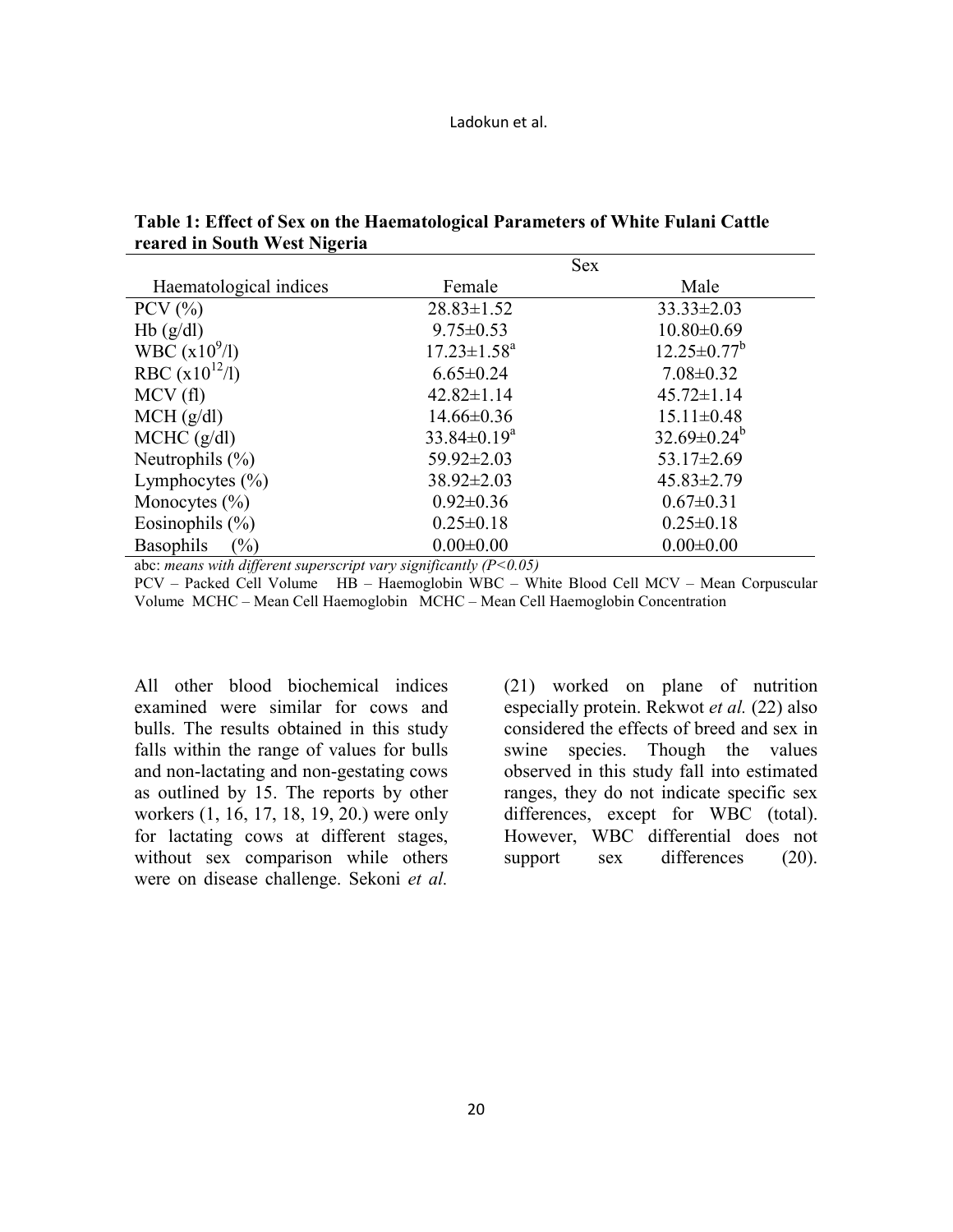**Table 1: Effect of Sex on the Haematological Parameters of White Fulani Cattle reared in South West Nigeria**

| Haematological indices | Sex | |
|---|---|---|
| | Female | Male |
| PCV (%) | 28.83±1.52 | 33.33±2.03 |
| Hb (g/dl) | 9.75±0.53 | 10.80±0.69 |
| WBC ($x10^9/l$) | 17.23±1.58[a] | 12.25±0.77[b] |
| RBC ($x10^{12}/l$) | 6.65±0.24 | 7.08±0.32 |
| MCV (fl) | 42.82±1.14 | 45.72±1.14 |
| MCH (g/dl) | 14.66±0.36 | 15.11±0.48 |
| MCHC (g/dl) | 33.84±0.19[a] | 32.69±0.24[b] |
| Neutrophils (%) | 59.92±2.03 | 53.17±2.69 |
| Lymphocytes (%) | 38.92±2.03 | 45.83±2.79 |
| Monocytes (%) | 0.92±0.36 | 0.67±0.31 |
| Eosinophils (%) | 0.25±0.18 | 0.25±0.18 |
| Basophils (%) | 0.00±0.00 | 0.00±0.00 |

abc: *means with different superscript vary significantly ($P<0.05$)*

PCV – Packed Cell Volume HB – Haemoglobin WBC – White Blood Cell MCV – Mean Corpuscular Volume MCHC – Mean Cell Haemoglobin MCHC – Mean Cell Haemoglobin Concentration

All other blood biochemical indices examined were similar for cows and bulls. The results obtained in this study falls within the range of values for bulls and non-lactating and non-gestating cows as outlined by 15. The reports by other workers (1, 16, 17, 18, 19, 20.) were only for lactating cows at different stages, without sex comparison while others were on disease challenge. Sekoni *et al.* (21) worked on plane of nutrition especially protein. Rekwot *et al.* (22) also considered the effects of breed and sex in swine species. Though the values observed in this study fall into estimated ranges, they do not indicate specific sex differences, except for WBC (total). However, WBC differential does not support sex differences (20).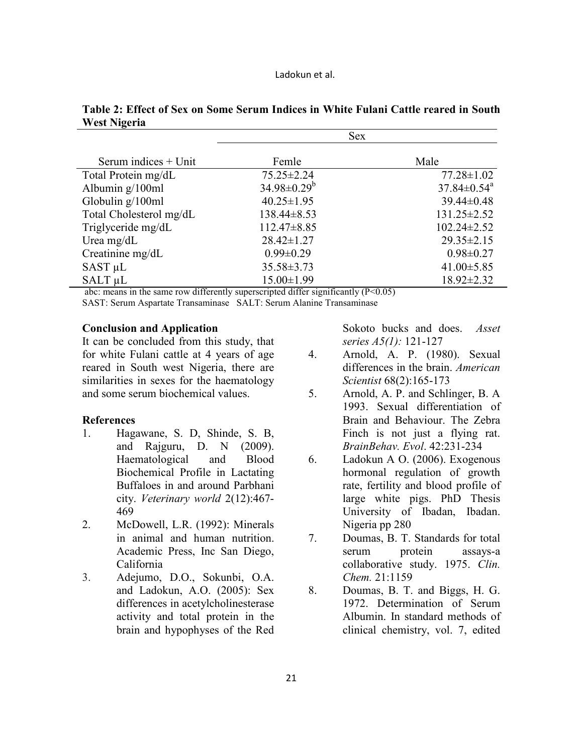**Table 2: Effect of Sex on Some Serum Indices in White Fulani Cattle reared in South West Nigeria**

| | Sex | |
|---|---|---|
| Serum indices + Unit | Femle | Male |
| Total Protein mg/dL | 75.25±2.24 | 77.28±1.02 |
| Albumin g/100ml | 34.98±0.29[b] | 37.84±0.54[a] |
| Globulin g/100ml | 40.25±1.95 | 39.44±0.48 |
| Total Cholesterol mg/dL | 138.44±8.53 | 131.25±2.52 |
| Triglyceride mg/dL | 112.47±8.85 | 102.24±2.52 |
| Urea mg/dL | 28.42±1.27 | 29.35±2.15 |
| Creatinine mg/dL | 0.99±0.29 | 0.98±0.27 |
| SAST µL | 35.58±3.73 | 41.00±5.85 |
| SALT µL | 15.00±1.99 | 18.92±2.32 |

abc: means in the same row differently superscripted differ significantly ($P<0.05$)

SAST: Serum Aspartate Transaminase SALT: Serum Alanine Transaminase

**Conclusion and Application**

It can be concluded from this study, that for white Fulani cattle at 4 years of age reared in South west Nigeria, there are similarities in sexes for the haematology and some serum biochemical values.

**References**

1. Hagawane, S. D, Shinde, S. B, and Rajguru, D. N (2009). Haematological and Blood Biochemical Profile in Lactating Buffaloes in and around Parbhani city. *Veterinary world* 2(12):467-469
2. McDowell, L.R. (1992): Minerals in animal and human nutrition. Academic Press, Inc San Diego, California
3. Adejumo, D.O., Sokunbi, O.A. and Ladokun, A.O. (2005): Sex differences in acetylcholinesterase activity and total protein in the brain and hypophyses of the Red Sokoto bucks and does. *Asset series A5(1):* 121-127
4. Arnold, A. P. (1980). Sexual differences in the brain. *American Scientist* 68(2):165-173
5. Arnold, A. P. and Schlinger, B. A 1993. Sexual differentiation of Brain and Behaviour. The Zebra Finch is not just a flying rat. *BrainBehav. Evol*. 42:231-234
6. Ladokun A O. (2006). Exogenous hormonal regulation of growth rate, fertility and blood profile of large white pigs. PhD Thesis University of Ibadan, Ibadan. Nigeria pp 280
7. Doumas, B. T. Standards for total serum protein assays-a collaborative study. 1975. *Clin. Chem.* 21:1159
8. Doumas, B. T. and Biggs, H. G. 1972. Determination of Serum Albumin. In standard methods of clinical chemistry, vol. 7, edited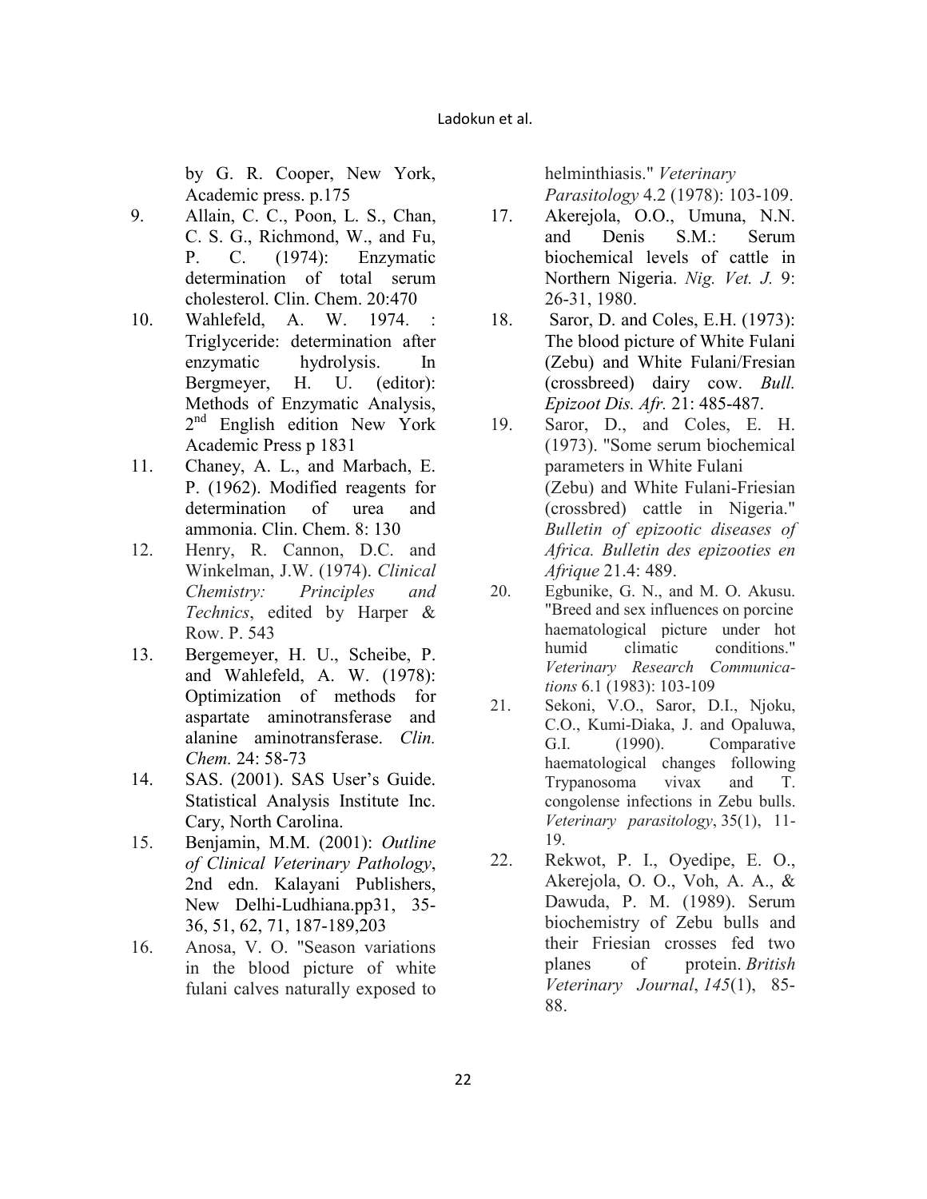by G. R. Cooper, New York, Academic press. p.175

9. Allain, C. C., Poon, L. S., Chan, C. S. G., Richmond, W., and Fu, P. C. (1974): Enzymatic determination of total serum cholesterol. Clin. Chem. 20:470
10. Wahlefeld, A. W. 1974. : Triglyceride: determination after enzymatic hydrolysis. In Bergmeyer, H. U. (editor): Methods of Enzymatic Analysis, 2nd English edition New York Academic Press p 1831
11. Chaney, A. L., and Marbach, E. P. (1962). Modified reagents for determination of urea and ammonia. Clin. Chem. 8: 130
12. Henry, R. Cannon, D.C. and Winkelman, J.W. (1974). *Clinical Chemistry: Principles and Technics*, edited by Harper & Row. P. 543
13. Bergemeyer, H. U., Scheibe, P. and Wahlefeld, A. W. (1978): Optimization of methods for aspartate aminotransferase and alanine aminotransferase. *Clin. Chem.* 24: 58-73
14. SAS. (2001). SAS User's Guide. Statistical Analysis Institute Inc. Cary, North Carolina.
15. Benjamin, M.M. (2001): *Outline of Clinical Veterinary Pathology*, 2nd edn. Kalayani Publishers, New Delhi-Ludhiana.pp31, 35-36, 51, 62, 71, 187-189,203
16. Anosa, V. O. "Season variations in the blood picture of white fulani calves naturally exposed to helminthiasis." *Veterinary Parasitology* 4.2 (1978): 103-109.
17. Akerejola, O.O., Umuna, N.N. and Denis S.M.: Serum biochemical levels of cattle in Northern Nigeria. *Nig. Vet. J.* 9: 26-31, 1980.
18. Saror, D. and Coles, E.H. (1973): The blood picture of White Fulani (Zebu) and White Fulani/Fresian (crossbreed) dairy cow. *Bull. Epizoot Dis. Afr.* 21: 485-487.
19. Saror, D., and Coles, E. H. (1973). "Some serum biochemical parameters in White Fulani (Zebu) and White Fulani-Friesian (crossbred) cattle in Nigeria." *Bulletin of epizootic diseases of Africa. Bulletin des epizooties en Afrique* 21.4: 489.
20. Egbunike, G. N., and M. O. Akusu. "Breed and sex influences on porcine haematological picture under hot humid climatic conditions." *Veterinary Research Communications* 6.1 (1983): 103-109
21. Sekoni, V.O., Saror, D.I., Njoku, C.O., Kumi-Diaka, J. and Opaluwa, G.I. (1990). Comparative haematological changes following Trypanosoma vivax and T. congolense infections in Zebu bulls. *Veterinary parasitology*, 35(1), 11-19.
22. Rekwot, P. I., Oyedipe, E. O., Akerejola, O. O., Voh, A. A., & Dawuda, P. M. (1989). Serum biochemistry of Zebu bulls and their Friesian crosses fed two planes of protein. *British Veterinary Journal*, *145*(1), 85-88.